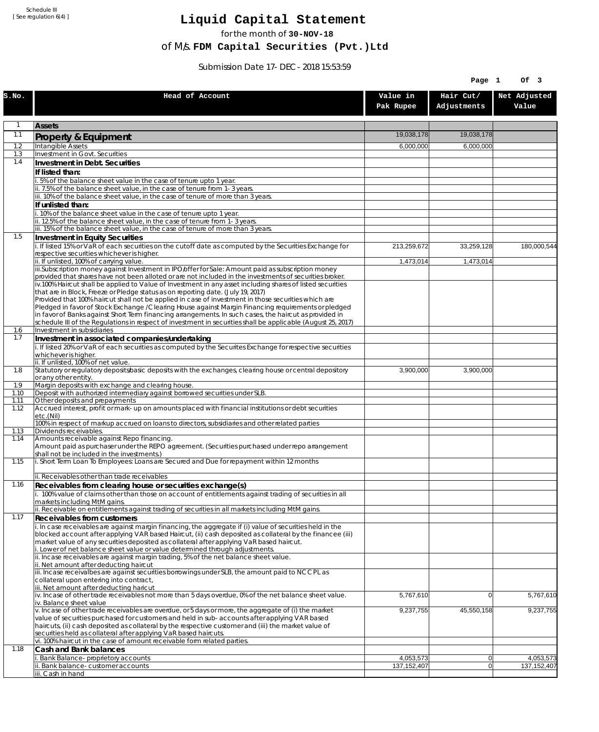Schedule III
[ See regulation 6(4) ]

# Liquid Capital Statement

for the month of **30-NOV-18**

of M/s. **FDM Capital Securities (Pvt.)Ltd**

Submission Date 17-DEC-2018 15:53:59

| S.No. | Head of Account | Value in Pak Rupee | Hair Cut/ Adjustments | Net Adjusted Value |
|---|---|---|---|---|
| 1 | **Assets** | | | |
| 1.1 | **Property & Equipment** | 19,038,178 | 19,038,178 | |
| 1.2 | Intangible Assets | 6,000,000 | 6,000,000 | |
| 1.3 | Investment in Govt. Securities | | | |
| 1.4 | **Investment in Debt. Securities** | | | |
| | **If listed than:** | | | |
| | i. 5% of the balance sheet value in the case of tenure upto 1 year. | | | |
| | ii. 7.5% of the balance sheet value, in the case of tenure from 1-3 years. | | | |
| | iii. 10% of the balance sheet value, in the case of tenure of more than 3 years. | | | |
| | **If unlisted than:** | | | |
| | i. 10% of the balance sheet value in the case of tenure upto 1 year. | | | |
| | ii. 12.5% of the balance sheet value, in the case of tenure from 1-3 years. | | | |
| | iii. 15% of the balance sheet value, in the case of tenure of more than 3 years. | | | |
| 1.5 | **Investment in Equity Securities** | | | |
| | i. If listed 15% or VaR of each securities on the cutoff date as computed by the Securities Exchange for respective securities whichever is higher. | 213,259,672 | 33,259,128 | 180,000,544 |
| | ii. If unlisted, 100% of carrying value. | 1,473,014 | 1,473,014 | |
| | iii.Subscription money against Investment in IPO/offer for Sale: Amount paid as subscription money provided that shares have not been alloted or are not included in the investments of securities broker. | | | |
| | iv.100% Haircut shall be applied to Value of Investment in any asset including shares of listed securities that are in Block, Freeze or Pledge status as on reporting date. (July 19, 2017) Provided that 100% haircut shall not be applied in case of investment in those securities which are Pledged in favor of Stock Exchange / Clearing House against Margin Financing requirements or pledged in favor of Banks against Short Term financing arrangements. In such cases, the haircut as provided in schedule III of the Regulations in respect of investment in securities shall be applicable (August 25, 2017) | | | |
| 1.6 | Investment in subsidiaries | | | |
| 1.7 | **Investment in associated companies/undertaking** | | | |
| | i. If listed 20% or VaR of each securities as computed by the Securites Exchange for respective securities whichever is higher. | | | |
| | ii. If unlisted, 100% of net value. | | | |
| 1.8 | Statutory or regulatory deposits/basic deposits with the exchanges, clearing house or central depository or any other entity. | 3,900,000 | 3,900,000 | |
| 1.9 | Margin deposits with exchange and clearing house. | | | |
| 1.10 | Deposit with authorized intermediary against borrowed securities under SLB. | | | |
| 1.11 | Other deposits and prepayments | | | |
| 1.12 | Accrued interest, profit or mark-up on amounts placed with financial institutions or debt securities etc.(Nil) | | | |
| | 100% in respect of markup accrued on loans to directors, subsidiaries and other related parties | | | |
| 1.13 | Dividends receivables. | | | |
| 1.14 | Amounts receivable against Repo financing. Amount paid as purchaser under the REPO agreement. (Securities purchased under repo arrangement shall not be included in the investments.) | | | |
| 1.15 | i. Short Term Loan To Employees: Loans are Secured and Due for repayment within 12 months | | | |
| | ii. Receivables other than trade receivables | | | |
| 1.16 | **Receivables from clearing house or securities exchange(s)** | | | |
| | i. 100% value of claims other than those on account of entitlements against trading of securities in all markets including MtM gains. | | | |
| | ii. Receivable on entitlements against trading of securities in all markets including MtM gains. | | | |
| 1.17 | **Receivables from customers** | | | |
| | i. In case receivables are against margin financing, the aggregate if (i) value of securities held in the blocked account after applying VAR based Haircut, (ii) cash deposited as collateral by the financee (iii) market value of any securities deposited as collateral after applying VaR based haircut. i. Lower of net balance sheet value or value determined through adjustments. | | | |
| | ii. Incase receivables are against margin trading, 5% of the net balance sheet value. ii. Net amount after deducting haircut | | | |
| | iii. Incase receivalbes are against securities borrowings under SLB, the amount paid to NCCPL as collateral upon entering into contract, iii. Net amount after deducting haricut | | | |
| | iv. Incase of other trade receivables not more than 5 days overdue, 0% of the net balance sheet value. iv. Balance sheet value | 5,767,610 | 0 | 5,767,610 |
| | v. Incase of other trade receivables are overdue, or 5 days or more, the aggregate of (i) the market value of securities purchased for customers and held in sub-accounts after applying VAR based haircuts, (ii) cash deposited as collateral by the respective customer and (iii) the market value of securities held as collateral after applying VaR based haircuts. | 9,237,755 | 45,550,158 | 9,237,755 |
| | vi. 100% haircut in the case of amount receivable form related parties. | | | |
| 1.18 | **Cash and Bank balances** | | | |
| | i. Bank Balance-proprietory accounts | 4,053,573 | 0 | 4,053,573 |
| | ii. Bank balance-customer accounts | 137,152,407 | 0 | 137,152,407 |
| | iii. Cash in hand | | | |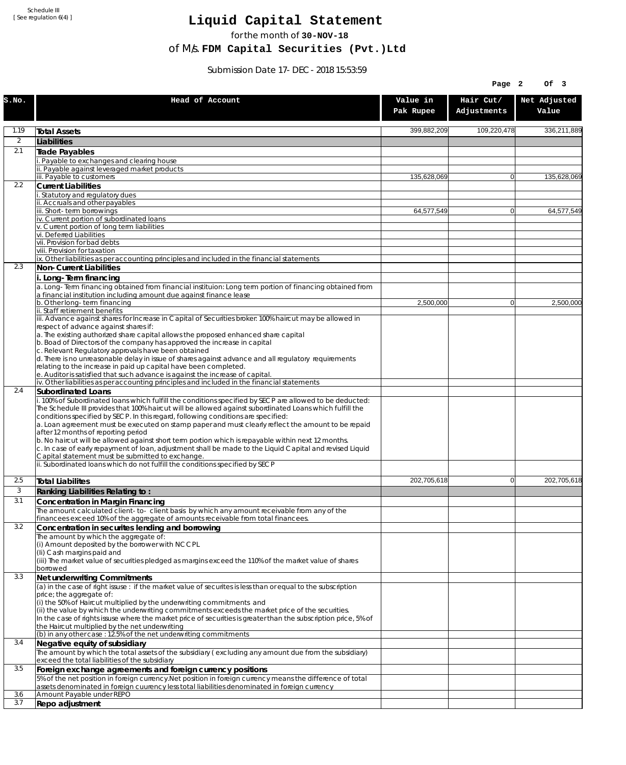Schedule III
[ See regulation 6(4) ]

# Liquid Capital Statement

for the month of **30-NOV-18**

of M/s. **FDM Capital Securities (Pvt.)Ltd**

Submission Date 17-DEC-2018 15:53:59

| S.No. | Head of Account | Value in Pak Rupee | Hair Cut/ Adjustments | Net Adjusted Value |
|---|---|---|---|---|
| 1.19 | **Total Assets** | 399,882,209 | 109,220,478 | 336,211,889 |
| 2 | **Liabilities** | | | |
| 2.1 | **Trade Payables** | | | |
| | i. Payable to exchanges and clearing house | | | |
| | ii. Payable against leveraged market products | | | |
| | iii. Payable to customers | 135,628,069 | 0 | 135,628,069 |
| 2.2 | **Current Liabilities** | | | |
| | i. Statutory and regulatory dues | | | |
| | ii. Accruals and other payables | | | |
| | iii. Short-term borrowings | 64,577,549 | 0 | 64,577,549 |
| | iv. Current portion of subordinated loans | | | |
| | v. Current portion of long term liabilities | | | |
| | vi. Deferred Liabilities | | | |
| | vii. Provision for bad debts | | | |
| | viii. Provision for taxation | | | |
| | ix. Other liabilities as per accounting principles and included in the financial statements | | | |
| 2.3 | **Non-Current Liabilities** | | | |
| | **i. Long-Term financing** | | | |
| | a. Long-Term financing obtained from financial instituion: Long term portion of financing obtained from a financial institution including amount due against finance lease | | | |
| | b. Other long-term financing | 2,500,000 | 0 | 2,500,000 |
| | ii. Staff retirement benefits | | | |
| | iii. Advance against shares for Increase in Capital of Securities broker: 100% haircut may be allowed in respect of advance against shares if:<br>a. The existing authorized share capital allows the proposed enhanced share capital<br>b. Boad of Directors of the company has approved the increase in capital<br>c. Relevant Regulatory approvals have been obtained<br>d. There is no unreasonable delay in issue of shares against advance and all regulatory requirements relating to the increase in paid up capital have been completed.<br>e. Auditor is satisfied that such advance is against the increase of capital. | | | |
| | iv. Other liabilities as per accounting principles and included in the financial statements | | | |
| 2.4 | **Subordinated Loans** | | | |
| | i. 100% of Subordinated loans which fulfill the conditions specified by SECP are allowed to be deducted: The Schedule III provides that 100% haircut will be allowed against subordinated Loans which fulfill the conditions specified by SECP. In this regard, following conditions are specified:<br>a. Loan agreement must be executed on stamp paper and must clearly reflect the amount to be repaid after 12 months of reporting period<br>b. No haircut will be allowed against short term portion which is repayable within next 12 months.<br>c. In case of early repayment of loan, adjustment shall be made to the Liquid Capital and revised Liquid Capital statement must be submitted to exchange. | | | |
| | ii. Subordinated loans which do not fulfill the conditions specified by SECP | | | |
| 2.5 | **Total Liabilites** | 202,705,618 | 0 | 202,705,618 |
| 3 | **Ranking Liabilities Relating to :** | | | |
| 3.1 | **Concentration in Margin Financing** | | | |
| | The amount calculated client-to- client basis by which any amount receivable from any of the financees exceed 10% of the aggregate of amounts receivable from total financees. | | | |
| 3.2 | **Concentration in securites lending and borrowing** | | | |
| | The amount by which the aggregate of:<br>(i) Amount deposited by the borrower with NCCPL<br>(Ii) Cash margins paid and<br>(iii) The market value of securities pledged as margins exceed the 110% of the market value of shares borrowed | | | |
| 3.3 | **Net underwriting Commitments** | | | |
| | (a) in the case of right issuse : if the market value of securites is less than or equal to the subscription price; the aggregate of:<br>(i) the 50% of Haircut multiplied by the underwriting commitments and<br>(ii) the value by which the underwriting commitments exceeds the market price of the securities.<br>In the case of rights issuse where the market price of securities is greater than the subscription price, 5% of the Haircut multiplied by the net underwriting | | | |
| | (b) in any other case : 12.5% of the net underwriting commitments | | | |
| 3.4 | **Negative equity of subsidiary** | | | |
| | The amount by which the total assets of the subsidiary ( excluding any amount due from the subsidiary) exceed the total liabilities of the subsidiary | | | |
| 3.5 | **Foreign exchange agreements and foreign currency positions** | | | |
| | 5% of the net position in foreign currency.Net position in foreign currency means the difference of total assets denominated in foreign cuurency less total liabilities denominated in foreign currency | | | |
| 3.6 | Amount Payable under REPO | | | |
| 3.7 | **Repo adjustment** | | | |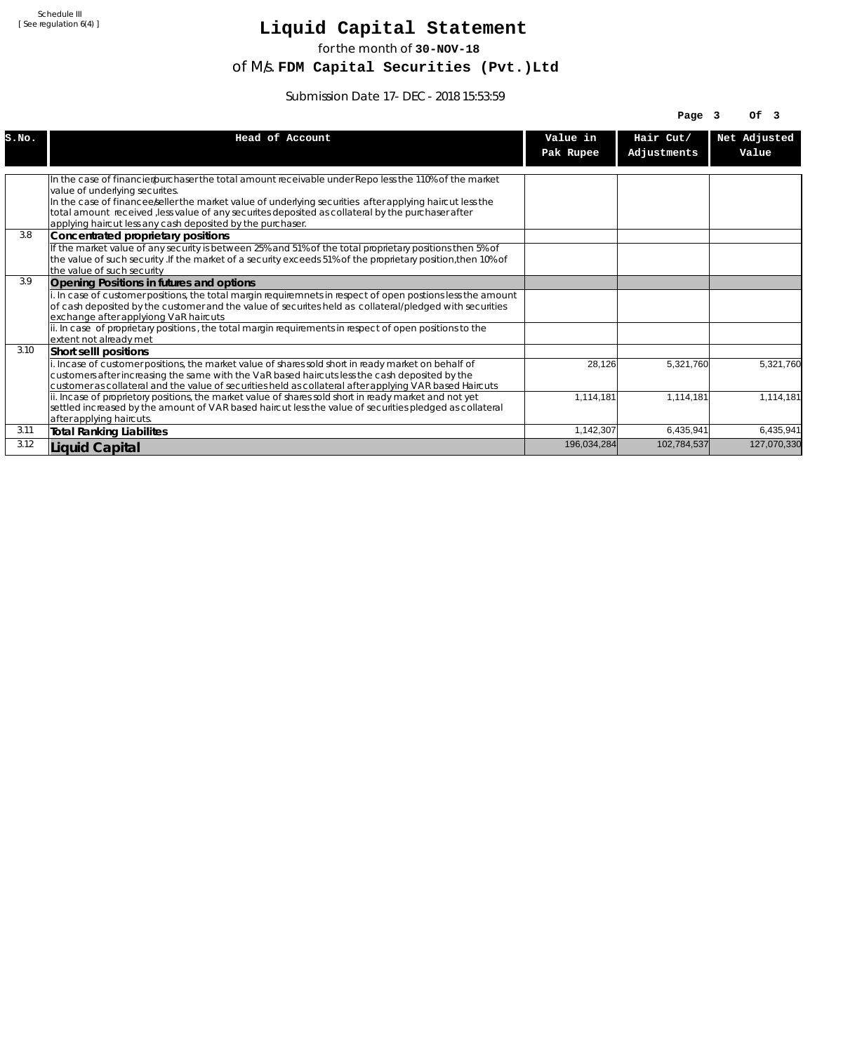Schedule III
[ See regulation 6(4) ]

# Liquid Capital Statement

for the month of **30-NOV-18**

of M/s. **FDM Capital Securities (Pvt.)Ltd**

Submission Date 17-DEC-2018 15:53:59

| S.No. | Head of Account | Value in Pak Rupee | Hair Cut/ Adjustments | Net Adjusted Value |
|---|---|---|---|---|
| | In the case of financier/purchaser the total amount receivable under Repo less the 110% of the market value of underlying securites.<br>In the case of financee/seller the market value of underlying securities after applying haircut less the total amount received ,less value of any securites deposited as collateral by the purchaser after applying haircut less any cash deposited by the purchaser. | | | |
| 3.8 | **Concentrated proprietary positions** | | | |
| | If the market value of any security is between 25% and 51% of the total proprietary positions then 5% of the value of such security .If the market of a security exceeds 51% of the proprietary position,then 10% of the value of such security | | | |
| 3.9 | **Opening Positions in futures and options** | | | |
| | i. In case of customer positions, the total margin requiremnets in respect of open postions less the amount of cash deposited by the customer and the value of securites held as collateral/pledged with securities exchange after applyiong VaR haircuts | | | |
| | ii. In case of proprietary positions , the total margin requirements in respect of open positions to the extent not already met | | | |
| 3.10 | **Short selll positions** | | | |
| | i. Incase of customer positions, the market value of shares sold short in ready market on behalf of customers after increasing the same with the VaR based haircuts less the cash deposited by the customer as collateral and the value of securities held as collateral after applying VAR based Haircuts | 28,126 | 5,321,760 | 5,321,760 |
| | ii. Incase of proprietory positions, the market value of shares sold short in ready market and not yet settled increased by the amount of VAR based haircut less the value of securities pledged as collateral after applying haircuts. | 1,114,181 | 1,114,181 | 1,114,181 |
| 3.11 | **Total Ranking Liabilites** | 1,142,307 | 6,435,941 | 6,435,941 |
| 3.12 | **Liquid Capital** | 196,034,284 | 102,784,537 | 127,070,330 |